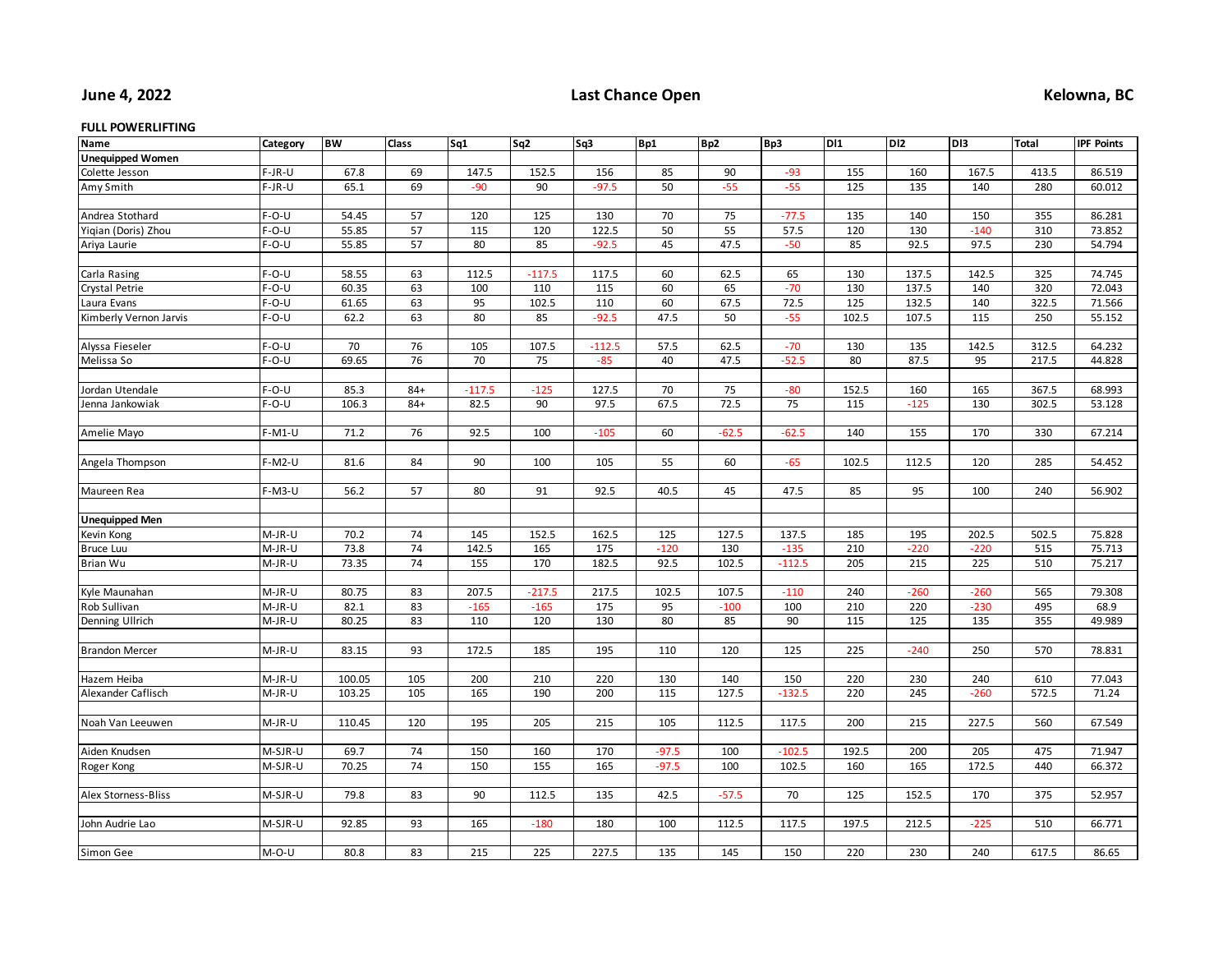June 4, 2022 — **Last Chance Open** — Kelowna, BC

**FULL POWERLIFTING**

| Name | Category | BW | Class | Sq1 | Sq2 | Sq3 | Bp1 | Bp2 | Bp3 | Dl1 | Dl2 | Dl3 | Total | IPF Points |
|---|---|---|---|---|---|---|---|---|---|---|---|---|---|---|
| **Unequipped Women** | | | | | | | | | | | | | | |
| Colette Jesson | F-JR-U | 67.8 | 69 | 147.5 | 152.5 | 156 | 85 | 90 | -93 | 155 | 160 | 167.5 | 413.5 | 86.519 |
| Amy Smith | F-JR-U | 65.1 | 69 | -90 | 90 | -97.5 | 50 | -55 | -55 | 125 | 135 | 140 | 280 | 60.012 |
| | | | | | | | | | | | | | | |
| Andrea Stothard | F-O-U | 54.45 | 57 | 120 | 125 | 130 | 70 | 75 | -77.5 | 135 | 140 | 150 | 355 | 86.281 |
| Yiqian (Doris) Zhou | F-O-U | 55.85 | 57 | 115 | 120 | 122.5 | 50 | 55 | 57.5 | 120 | 130 | -140 | 310 | 73.852 |
| Ariya Laurie | F-O-U | 55.85 | 57 | 80 | 85 | -92.5 | 45 | 47.5 | -50 | 85 | 92.5 | 97.5 | 230 | 54.794 |
| | | | | | | | | | | | | | | |
| Carla Rasing | F-O-U | 58.55 | 63 | 112.5 | -117.5 | 117.5 | 60 | 62.5 | 65 | 130 | 137.5 | 142.5 | 325 | 74.745 |
| Crystal Petrie | F-O-U | 60.35 | 63 | 100 | 110 | 115 | 60 | 65 | -70 | 130 | 137.5 | 140 | 320 | 72.043 |
| Laura Evans | F-O-U | 61.65 | 63 | 95 | 102.5 | 110 | 60 | 67.5 | 72.5 | 125 | 132.5 | 140 | 322.5 | 71.566 |
| Kimberly Vernon Jarvis | F-O-U | 62.2 | 63 | 80 | 85 | -92.5 | 47.5 | 50 | -55 | 102.5 | 107.5 | 115 | 250 | 55.152 |
| | | | | | | | | | | | | | | |
| Alyssa Fieseler | F-O-U | 70 | 76 | 105 | 107.5 | -112.5 | 57.5 | 62.5 | -70 | 130 | 135 | 142.5 | 312.5 | 64.232 |
| Melissa So | F-O-U | 69.65 | 76 | 70 | 75 | -85 | 40 | 47.5 | -52.5 | 80 | 87.5 | 95 | 217.5 | 44.828 |
| | | | | | | | | | | | | | | |
| Jordan Utendale | F-O-U | 85.3 | 84+ | -117.5 | -125 | 127.5 | 70 | 75 | -80 | 152.5 | 160 | 165 | 367.5 | 68.993 |
| Jenna Jankowiak | F-O-U | 106.3 | 84+ | 82.5 | 90 | 97.5 | 67.5 | 72.5 | 75 | 115 | -125 | 130 | 302.5 | 53.128 |
| | | | | | | | | | | | | | | |
| Amelie Mayo | F-M1-U | 71.2 | 76 | 92.5 | 100 | -105 | 60 | -62.5 | -62.5 | 140 | 155 | 170 | 330 | 67.214 |
| | | | | | | | | | | | | | | |
| Angela Thompson | F-M2-U | 81.6 | 84 | 90 | 100 | 105 | 55 | 60 | -65 | 102.5 | 112.5 | 120 | 285 | 54.452 |
| | | | | | | | | | | | | | | |
| Maureen Rea | F-M3-U | 56.2 | 57 | 80 | 91 | 92.5 | 40.5 | 45 | 47.5 | 85 | 95 | 100 | 240 | 56.902 |
| | | | | | | | | | | | | | | |
| **Unequipped Men** | | | | | | | | | | | | | | |
| Kevin Kong | M-JR-U | 70.2 | 74 | 145 | 152.5 | 162.5 | 125 | 127.5 | 137.5 | 185 | 195 | 202.5 | 502.5 | 75.828 |
| Bruce Luu | M-JR-U | 73.8 | 74 | 142.5 | 165 | 175 | -120 | 130 | -135 | 210 | -220 | -220 | 515 | 75.713 |
| Brian Wu | M-JR-U | 73.35 | 74 | 155 | 170 | 182.5 | 92.5 | 102.5 | -112.5 | 205 | 215 | 225 | 510 | 75.217 |
| | | | | | | | | | | | | | | |
| Kyle Maunahan | M-JR-U | 80.75 | 83 | 207.5 | -217.5 | 217.5 | 102.5 | 107.5 | -110 | 240 | -260 | -260 | 565 | 79.308 |
| Rob Sullivan | M-JR-U | 82.1 | 83 | -165 | -165 | 175 | 95 | -100 | 100 | 210 | 220 | -230 | 495 | 68.9 |
| Denning Ullrich | M-JR-U | 80.25 | 83 | 110 | 120 | 130 | 80 | 85 | 90 | 115 | 125 | 135 | 355 | 49.989 |
| | | | | | | | | | | | | | | |
| Brandon Mercer | M-JR-U | 83.15 | 93 | 172.5 | 185 | 195 | 110 | 120 | 125 | 225 | -240 | 250 | 570 | 78.831 |
| | | | | | | | | | | | | | | |
| Hazem Heiba | M-JR-U | 100.05 | 105 | 200 | 210 | 220 | 130 | 140 | 150 | 220 | 230 | 240 | 610 | 77.043 |
| Alexander Caflisch | M-JR-U | 103.25 | 105 | 165 | 190 | 200 | 115 | 127.5 | -132.5 | 220 | 245 | -260 | 572.5 | 71.24 |
| | | | | | | | | | | | | | | |
| Noah Van Leeuwen | M-JR-U | 110.45 | 120 | 195 | 205 | 215 | 105 | 112.5 | 117.5 | 200 | 215 | 227.5 | 560 | 67.549 |
| | | | | | | | | | | | | | | |
| Aiden Knudsen | M-SJR-U | 69.7 | 74 | 150 | 160 | 170 | -97.5 | 100 | -102.5 | 192.5 | 200 | 205 | 475 | 71.947 |
| Roger Kong | M-SJR-U | 70.25 | 74 | 150 | 155 | 165 | -97.5 | 100 | 102.5 | 160 | 165 | 172.5 | 440 | 66.372 |
| | | | | | | | | | | | | | | |
| Alex Storness-Bliss | M-SJR-U | 79.8 | 83 | 90 | 112.5 | 135 | 42.5 | -57.5 | 70 | 125 | 152.5 | 170 | 375 | 52.957 |
| | | | | | | | | | | | | | | |
| John Audrie Lao | M-SJR-U | 92.85 | 93 | 165 | -180 | 180 | 100 | 112.5 | 117.5 | 197.5 | 212.5 | -225 | 510 | 66.771 |
| | | | | | | | | | | | | | | |
| Simon Gee | M-O-U | 80.8 | 83 | 215 | 225 | 227.5 | 135 | 145 | 150 | 220 | 230 | 240 | 617.5 | 86.65 |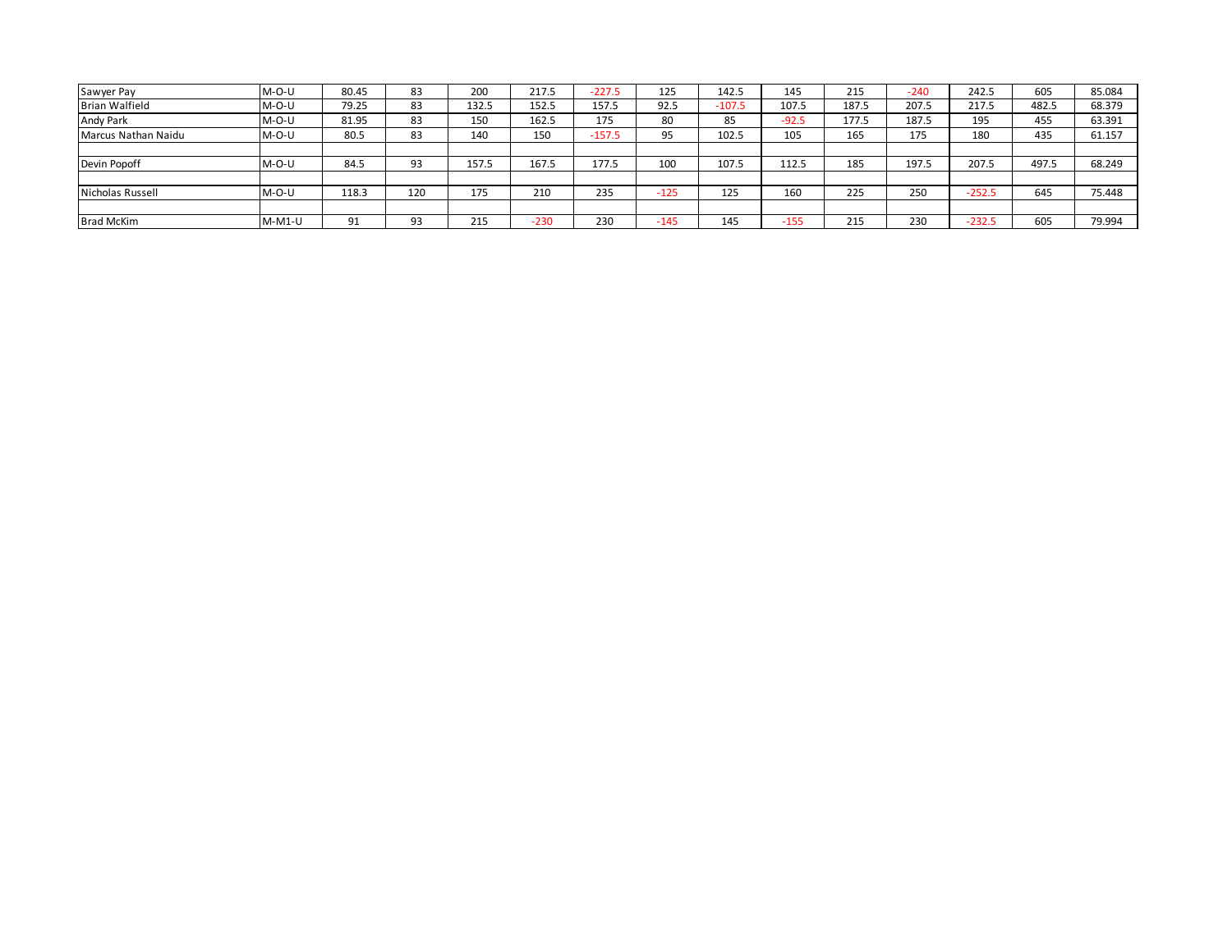| | | | | | | | | | | | | | | |
|---|---|---|---|---|---|---|---|---|---|---|---|---|---|---|
| Sawyer Pay | M-O-U | 80.45 | 83 | 200 | 217.5 | -227.5 | 125 | 142.5 | 145 | 215 | -240 | 242.5 | 605 | 85.084 |
| Brian Walfield | M-O-U | 79.25 | 83 | 132.5 | 152.5 | 157.5 | 92.5 | -107.5 | 107.5 | 187.5 | 207.5 | 217.5 | 482.5 | 68.379 |
| Andy Park | M-O-U | 81.95 | 83 | 150 | 162.5 | 175 | 80 | 85 | -92.5 | 177.5 | 187.5 | 195 | 455 | 63.391 |
| Marcus Nathan Naidu | M-O-U | 80.5 | 83 | 140 | 150 | -157.5 | 95 | 102.5 | 105 | 165 | 175 | 180 | 435 | 61.157 |
| | | | | | | | | | | | | | | |
| Devin Popoff | M-O-U | 84.5 | 93 | 157.5 | 167.5 | 177.5 | 100 | 107.5 | 112.5 | 185 | 197.5 | 207.5 | 497.5 | 68.249 |
| | | | | | | | | | | | | | | |
| Nicholas Russell | M-O-U | 118.3 | 120 | 175 | 210 | 235 | -125 | 125 | 160 | 225 | 250 | -252.5 | 645 | 75.448 |
| | | | | | | | | | | | | | | |
| Brad McKim | M-M1-U | 91 | 93 | 215 | -230 | 230 | -145 | 145 | -155 | 215 | 230 | -232.5 | 605 | 79.994 |